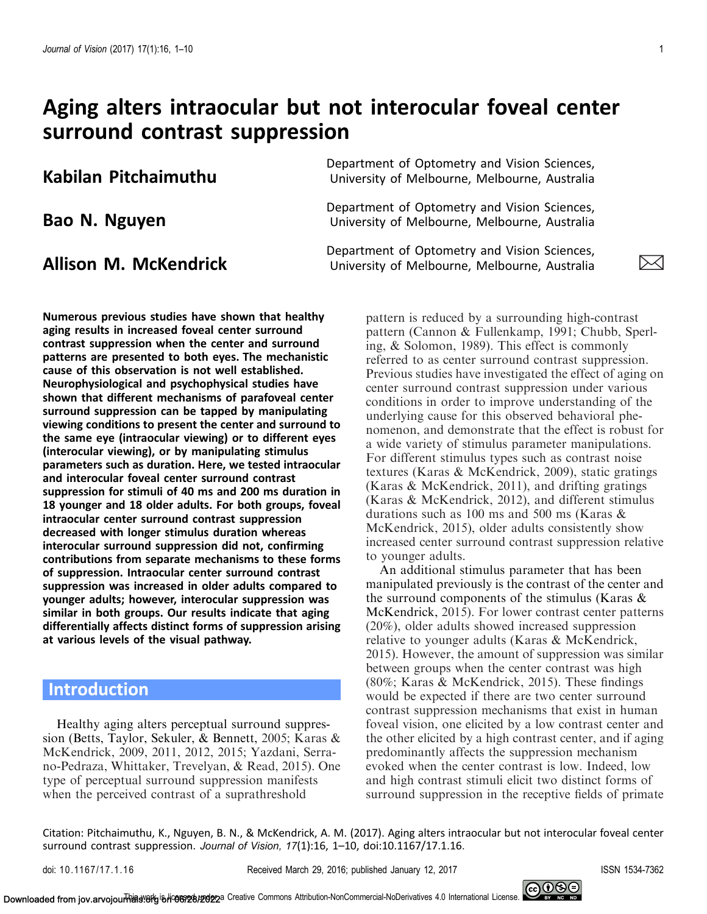# Aging alters intraocular but not interocular foveal center surround contrast suppression

**Kabilan Pitchaimuthu** — Department of Optometry and Vision Sciences, University of Melbourne, Melbourne, Australia

**Bao N. Nguyen** — Department of Optometry and Vision Sciences, University of Melbourne, Melbourne, Australia

**Allison M. McKendrick** — Department of Optometry and Vision Sciences, University of Melbourne, Melbourne, Australia

**Numerous previous studies have shown that healthy aging results in increased foveal center surround contrast suppression when the center and surround patterns are presented to both eyes. The mechanistic cause of this observation is not well established. Neurophysiological and psychophysical studies have shown that different mechanisms of parafoveal center surround suppression can be tapped by manipulating viewing conditions to present the center and surround to the same eye (intraocular viewing) or to different eyes (interocular viewing), or by manipulating stimulus parameters such as duration. Here, we tested intraocular and interocular foveal center surround contrast suppression for stimuli of 40 ms and 200 ms duration in 18 younger and 18 older adults. For both groups, foveal intraocular center surround contrast suppression decreased with longer stimulus duration whereas interocular surround suppression did not, confirming contributions from separate mechanisms to these forms of suppression. Intraocular center surround contrast suppression was increased in older adults compared to younger adults; however, interocular suppression was similar in both groups. Our results indicate that aging differentially affects distinct forms of suppression arising at various levels of the visual pathway.**

## Introduction

Healthy aging alters perceptual surround suppression (Betts, Taylor, Sekuler, & Bennett, 2005; Karas & McKendrick, 2009, 2011, 2012, 2015; Yazdani, Serrano-Pedraza, Whittaker, Trevelyan, & Read, 2015). One type of perceptual surround suppression manifests when the perceived contrast of a suprathreshold pattern is reduced by a surrounding high-contrast pattern (Cannon & Fullenkamp, 1991; Chubb, Sperling, & Solomon, 1989). This effect is commonly referred to as center surround contrast suppression. Previous studies have investigated the effect of aging on center surround contrast suppression under various conditions in order to improve understanding of the underlying cause for this observed behavioral phenomenon, and demonstrate that the effect is robust for a wide variety of stimulus parameter manipulations. For different stimulus types such as contrast noise textures (Karas & McKendrick, 2009), static gratings (Karas & McKendrick, 2011), and drifting gratings (Karas & McKendrick, 2012), and different stimulus durations such as 100 ms and 500 ms (Karas & McKendrick, 2015), older adults consistently show increased center surround contrast suppression relative to younger adults.

An additional stimulus parameter that has been manipulated previously is the contrast of the center and the surround components of the stimulus (Karas & McKendrick, 2015). For lower contrast center patterns (20%), older adults showed increased suppression relative to younger adults (Karas & McKendrick, 2015). However, the amount of suppression was similar between groups when the center contrast was high (80%; Karas & McKendrick, 2015). These findings would be expected if there are two center surround contrast suppression mechanisms that exist in human foveal vision, one elicited by a low contrast center and the other elicited by a high contrast center, and if aging predominantly affects the suppression mechanism evoked when the center contrast is low. Indeed, low and high contrast stimuli elicit two distinct forms of surround suppression in the receptive fields of primate

Citation: Pitchaimuthu, K., Nguyen, B. N., & McKendrick, A. M. (2017). Aging alters intraocular but not interocular foveal center surround contrast suppression. *Journal of Vision*, *17*(1):16, 1–10, doi:10.1167/17.1.16.

doi: 10.1167/17.1.16 Received March 29, 2016; published January 12, 2017 ISSN 1534-7362

This work is licensed under a Creative Commons Attribution-NonCommercial-NoDerivatives 4.0 International License.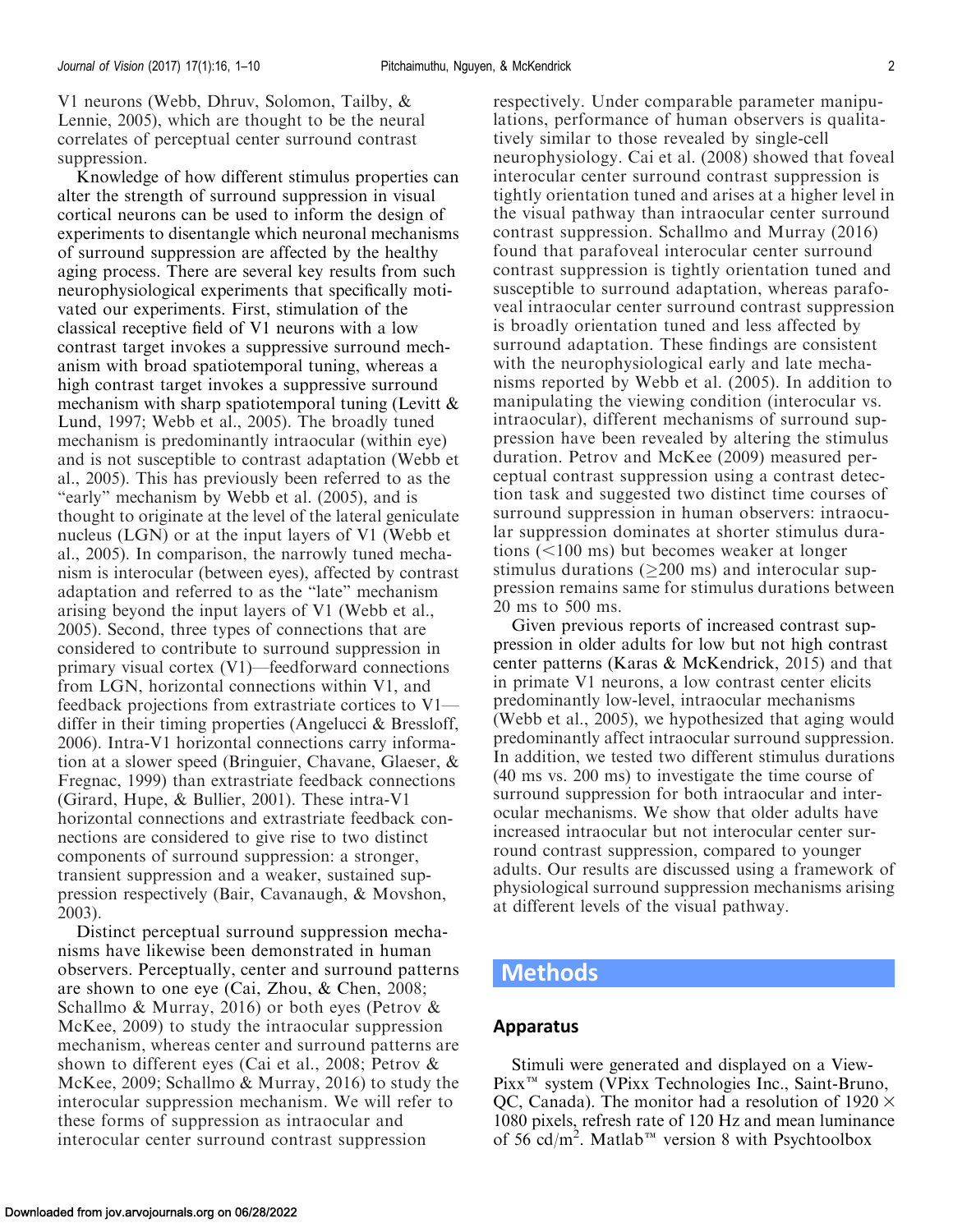V1 neurons (Webb, Dhruv, Solomon, Tailby, & Lennie, 2005), which are thought to be the neural correlates of perceptual center surround contrast suppression.

Knowledge of how different stimulus properties can alter the strength of surround suppression in visual cortical neurons can be used to inform the design of experiments to disentangle which neuronal mechanisms of surround suppression are affected by the healthy aging process. There are several key results from such neurophysiological experiments that specifically motivated our experiments. First, stimulation of the classical receptive field of V1 neurons with a low contrast target invokes a suppressive surround mechanism with broad spatiotemporal tuning, whereas a high contrast target invokes a suppressive surround mechanism with sharp spatiotemporal tuning (Levitt & Lund, 1997; Webb et al., 2005). The broadly tuned mechanism is predominantly intraocular (within eye) and is not susceptible to contrast adaptation (Webb et al., 2005). This has previously been referred to as the "early" mechanism by Webb et al. (2005), and is thought to originate at the level of the lateral geniculate nucleus (LGN) or at the input layers of V1 (Webb et al., 2005). In comparison, the narrowly tuned mechanism is interocular (between eyes), affected by contrast adaptation and referred to as the "late" mechanism arising beyond the input layers of V1 (Webb et al., 2005). Second, three types of connections that are considered to contribute to surround suppression in primary visual cortex (V1)—feedforward connections from LGN, horizontal connections within V1, and feedback projections from extrastriate cortices to V1—differ in their timing properties (Angelucci & Bressloff, 2006). Intra-V1 horizontal connections carry information at a slower speed (Bringuier, Chavane, Glaeser, & Fregnac, 1999) than extrastriate feedback connections (Girard, Hupe, & Bullier, 2001). These intra-V1 horizontal connections and extrastriate feedback connections are considered to give rise to two distinct components of surround suppression: a stronger, transient suppression and a weaker, sustained suppression respectively (Bair, Cavanaugh, & Movshon, 2003).

Distinct perceptual surround suppression mechanisms have likewise been demonstrated in human observers. Perceptually, center and surround patterns are shown to one eye (Cai, Zhou, & Chen, 2008; Schallmo & Murray, 2016) or both eyes (Petrov & McKee, 2009) to study the intraocular suppression mechanism, whereas center and surround patterns are shown to different eyes (Cai et al., 2008; Petrov & McKee, 2009; Schallmo & Murray, 2016) to study the interocular suppression mechanism. We will refer to these forms of suppression as intraocular and interocular center surround contrast suppression respectively. Under comparable parameter manipulations, performance of human observers is qualitatively similar to those revealed by single-cell neurophysiology. Cai et al. (2008) showed that foveal interocular center surround contrast suppression is tightly orientation tuned and arises at a higher level in the visual pathway than intraocular center surround contrast suppression. Schallmo and Murray (2016) found that parafoveal interocular center surround contrast suppression is tightly orientation tuned and susceptible to surround adaptation, whereas parafoveal intraocular center surround contrast suppression is broadly orientation tuned and less affected by surround adaptation. These findings are consistent with the neurophysiological early and late mechanisms reported by Webb et al. (2005). In addition to manipulating the viewing condition (interocular vs. intraocular), different mechanisms of surround suppression have been revealed by altering the stimulus duration. Petrov and McKee (2009) measured perceptual contrast suppression using a contrast detection task and suggested two distinct time courses of surround suppression in human observers: intraocular suppression dominates at shorter stimulus durations (<100 ms) but becomes weaker at longer stimulus durations (≥200 ms) and interocular suppression remains same for stimulus durations between 20 ms to 500 ms.

Given previous reports of increased contrast suppression in older adults for low but not high contrast center patterns (Karas & McKendrick, 2015) and that in primate V1 neurons, a low contrast center elicits predominantly low-level, intraocular mechanisms (Webb et al., 2005), we hypothesized that aging would predominantly affect intraocular surround suppression. In addition, we tested two different stimulus durations (40 ms vs. 200 ms) to investigate the time course of surround suppression for both intraocular and interocular mechanisms. We show that older adults have increased intraocular but not interocular center surround contrast suppression, compared to younger adults. Our results are discussed using a framework of physiological surround suppression mechanisms arising at different levels of the visual pathway.

# Methods

## Apparatus

Stimuli were generated and displayed on a ViewPixx™ system (VPixx Technologies Inc., Saint-Bruno, QC, Canada). The monitor had a resolution of 1920 × 1080 pixels, refresh rate of 120 Hz and mean luminance of 56 cd/m$^2$. Matlab™ version 8 with Psychtoolbox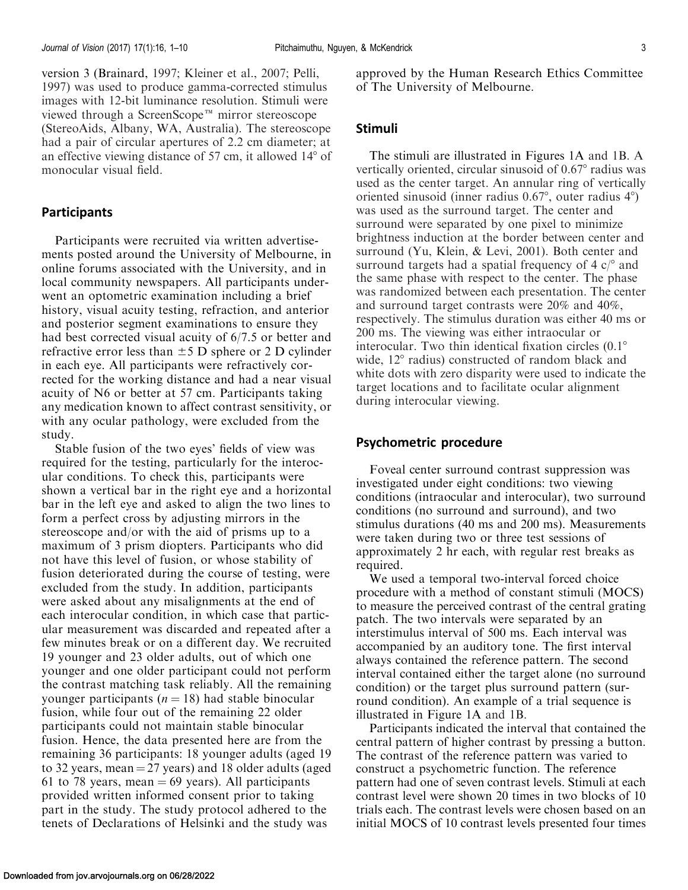version 3 (Brainard, 1997; Kleiner et al., 2007; Pelli, 1997) was used to produce gamma-corrected stimulus images with 12-bit luminance resolution. Stimuli were viewed through a ScreenScope™ mirror stereoscope (StereoAids, Albany, WA, Australia). The stereoscope had a pair of circular apertures of 2.2 cm diameter; at an effective viewing distance of 57 cm, it allowed 14° of monocular visual field.

## Participants

Participants were recruited via written advertisements posted around the University of Melbourne, in online forums associated with the University, and in local community newspapers. All participants underwent an optometric examination including a brief history, visual acuity testing, refraction, and anterior and posterior segment examinations to ensure they had best corrected visual acuity of 6/7.5 or better and refractive error less than ±5 D sphere or 2 D cylinder in each eye. All participants were refractively corrected for the working distance and had a near visual acuity of N6 or better at 57 cm. Participants taking any medication known to affect contrast sensitivity, or with any ocular pathology, were excluded from the study.

Stable fusion of the two eyes' fields of view was required for the testing, particularly for the interocular conditions. To check this, participants were shown a vertical bar in the right eye and a horizontal bar in the left eye and asked to align the two lines to form a perfect cross by adjusting mirrors in the stereoscope and/or with the aid of prisms up to a maximum of 3 prism diopters. Participants who did not have this level of fusion, or whose stability of fusion deteriorated during the course of testing, were excluded from the study. In addition, participants were asked about any misalignments at the end of each interocular condition, in which case that particular measurement was discarded and repeated after a few minutes break or on a different day. We recruited 19 younger and 23 older adults, out of which one younger and one older participant could not perform the contrast matching task reliably. All the remaining younger participants ($n = 18$) had stable binocular fusion, while four out of the remaining 22 older participants could not maintain stable binocular fusion. Hence, the data presented here are from the remaining 36 participants: 18 younger adults (aged 19 to 32 years, mean = 27 years) and 18 older adults (aged 61 to 78 years, mean = 69 years). All participants provided written informed consent prior to taking part in the study. The study protocol adhered to the tenets of Declarations of Helsinki and the study was approved by the Human Research Ethics Committee of The University of Melbourne.

## Stimuli

The stimuli are illustrated in Figures 1A and 1B. A vertically oriented, circular sinusoid of 0.67° radius was used as the center target. An annular ring of vertically oriented sinusoid (inner radius 0.67°, outer radius 4°) was used as the surround target. The center and surround were separated by one pixel to minimize brightness induction at the border between center and surround (Yu, Klein, & Levi, 2001). Both center and surround targets had a spatial frequency of 4 c/° and the same phase with respect to the center. The phase was randomized between each presentation. The center and surround target contrasts were 20% and 40%, respectively. The stimulus duration was either 40 ms or 200 ms. The viewing was either intraocular or interocular. Two thin identical fixation circles (0.1° wide, 12° radius) constructed of random black and white dots with zero disparity were used to indicate the target locations and to facilitate ocular alignment during interocular viewing.

## Psychometric procedure

Foveal center surround contrast suppression was investigated under eight conditions: two viewing conditions (intraocular and interocular), two surround conditions (no surround and surround), and two stimulus durations (40 ms and 200 ms). Measurements were taken during two or three test sessions of approximately 2 hr each, with regular rest breaks as required.

We used a temporal two-interval forced choice procedure with a method of constant stimuli (MOCS) to measure the perceived contrast of the central grating patch. The two intervals were separated by an interstimulus interval of 500 ms. Each interval was accompanied by an auditory tone. The first interval always contained the reference pattern. The second interval contained either the target alone (no surround condition) or the target plus surround pattern (surround condition). An example of a trial sequence is illustrated in Figure 1A and 1B.

Participants indicated the interval that contained the central pattern of higher contrast by pressing a button. The contrast of the reference pattern was varied to construct a psychometric function. The reference pattern had one of seven contrast levels. Stimuli at each contrast level were shown 20 times in two blocks of 10 trials each. The contrast levels were chosen based on an initial MOCS of 10 contrast levels presented four times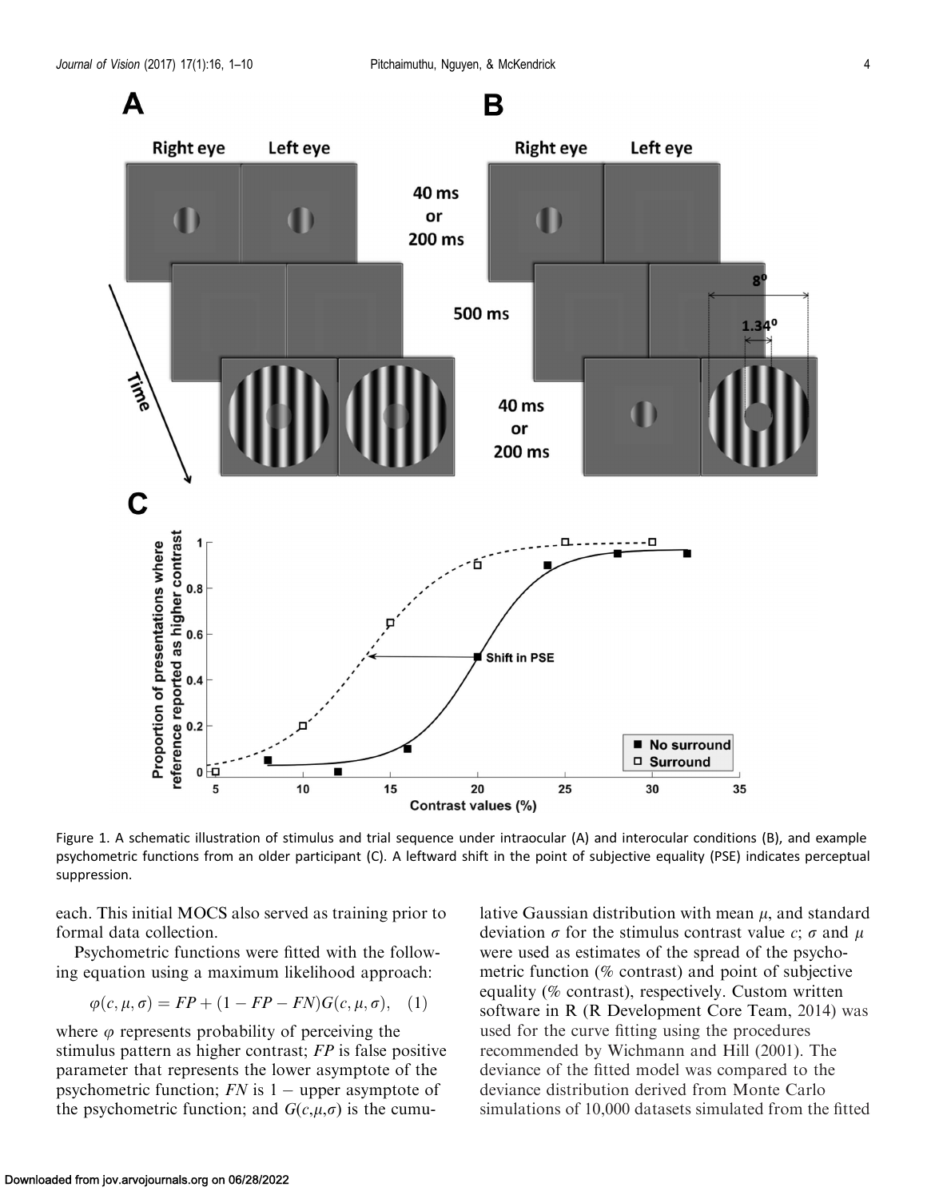Figure 1. A schematic illustration of stimulus and trial sequence under intraocular (A) and interocular conditions (B), and example psychometric functions from an older participant (C). A leftward shift in the point of subjective equality (PSE) indicates perceptual suppression.

each. This initial MOCS also served as training prior to formal data collection.

Psychometric functions were fitted with the following equation using a maximum likelihood approach:

$$\varphi(c, \mu, \sigma) = FP + (1 - FP - FN)G(c, \mu, \sigma), \quad (1)$$

where $\varphi$ represents probability of perceiving the stimulus pattern as higher contrast; $FP$ is false positive parameter that represents the lower asymptote of the psychometric function; $FN$ is 1 − upper asymptote of the psychometric function; and $G(c,\mu,\sigma)$ is the cumulative Gaussian distribution with mean $\mu$, and standard deviation $\sigma$ for the stimulus contrast value $c$; $\sigma$ and $\mu$ were used as estimates of the spread of the psychometric function (% contrast) and point of subjective equality (% contrast), respectively. Custom written software in R (R Development Core Team, 2014) was used for the curve fitting using the procedures recommended by Wichmann and Hill (2001). The deviance of the fitted model was compared to the deviance distribution derived from Monte Carlo simulations of 10,000 datasets simulated from the fitted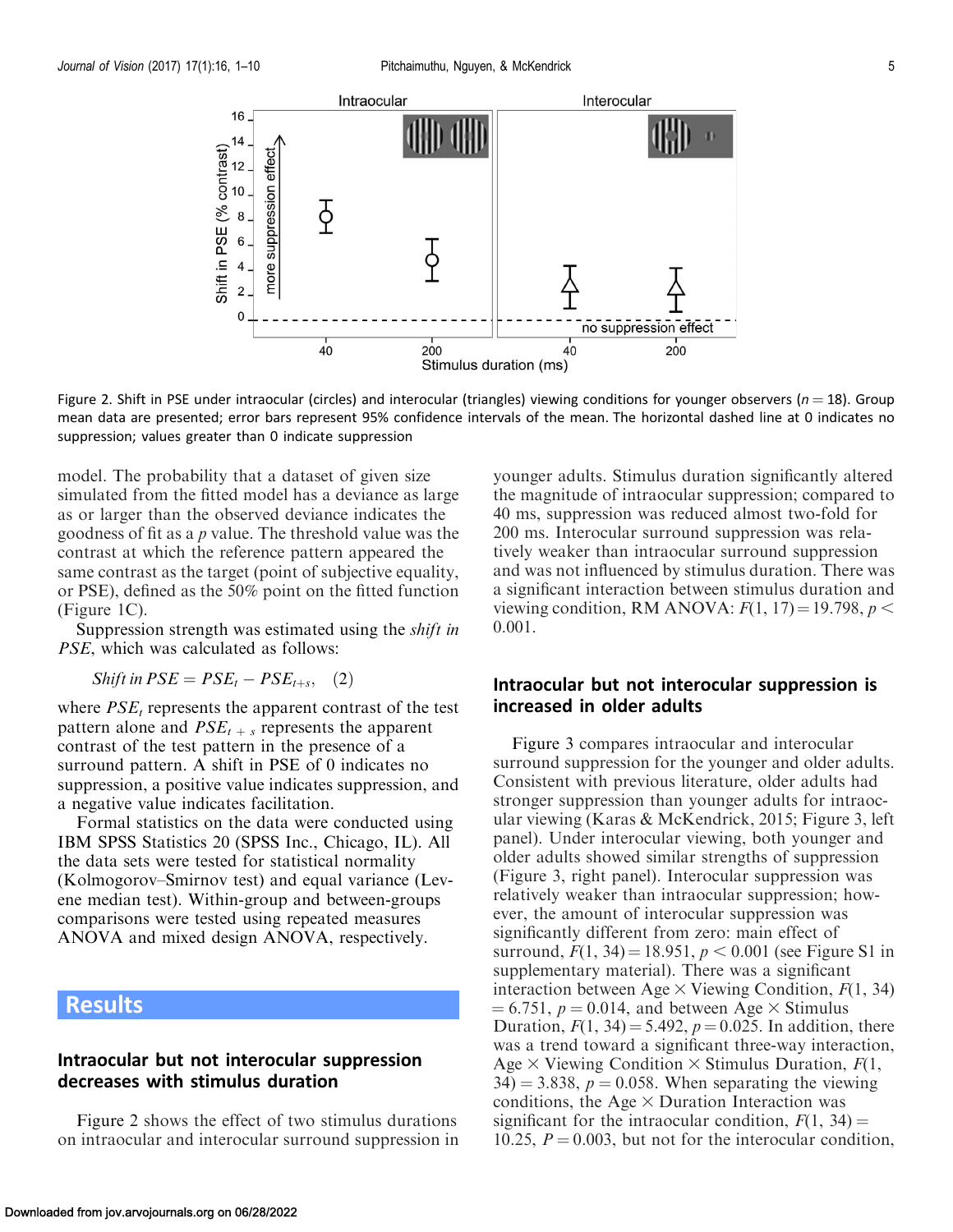Figure 2. Shift in PSE under intraocular (circles) and interocular (triangles) viewing conditions for younger observers ($n = 18$). Group mean data are presented; error bars represent 95% confidence intervals of the mean. The horizontal dashed line at 0 indicates no suppression; values greater than 0 indicate suppression

model. The probability that a dataset of given size simulated from the fitted model has a deviance as large as or larger than the observed deviance indicates the goodness of fit as a $p$ value. The threshold value was the contrast at which the reference pattern appeared the same contrast as the target (point of subjective equality, or PSE), defined as the 50% point on the fitted function (Figure 1C).

Suppression strength was estimated using the *shift in PSE*, which was calculated as follows:

$$Shift\ in\ PSE = PSE_t - PSE_{t+s}, \quad (2)$$

where $PSE_t$ represents the apparent contrast of the test pattern alone and $PSE_{t+s}$ represents the apparent contrast of the test pattern in the presence of a surround pattern. A shift in PSE of 0 indicates no suppression, a positive value indicates suppression, and a negative value indicates facilitation.

Formal statistics on the data were conducted using IBM SPSS Statistics 20 (SPSS Inc., Chicago, IL). All the data sets were tested for statistical normality (Kolmogorov–Smirnov test) and equal variance (Levene median test). Within-group and between-groups comparisons were tested using repeated measures ANOVA and mixed design ANOVA, respectively.

# Results

## Intraocular but not interocular suppression decreases with stimulus duration

Figure 2 shows the effect of two stimulus durations on intraocular and interocular surround suppression in younger adults. Stimulus duration significantly altered the magnitude of intraocular suppression; compared to 40 ms, suppression was reduced almost two-fold for 200 ms. Interocular surround suppression was relatively weaker than intraocular surround suppression and was not influenced by stimulus duration. There was a significant interaction between stimulus duration and viewing condition, RM ANOVA: $F(1, 17) = 19.798$, $p < 0.001$.

## Intraocular but not interocular suppression is increased in older adults

Figure 3 compares intraocular and interocular surround suppression for the younger and older adults. Consistent with previous literature, older adults had stronger suppression than younger adults for intraocular viewing (Karas & McKendrick, 2015; Figure 3, left panel). Under interocular viewing, both younger and older adults showed similar strengths of suppression (Figure 3, right panel). Interocular suppression was relatively weaker than intraocular suppression; however, the amount of interocular suppression was significantly different from zero: main effect of surround, $F(1, 34) = 18.951$, $p < 0.001$ (see Figure S1 in supplementary material). There was a significant interaction between Age × Viewing Condition, $F(1, 34) = 6.751$, $p = 0.014$, and between Age × Stimulus Duration, $F(1, 34) = 5.492$, $p = 0.025$. In addition, there was a trend toward a significant three-way interaction, Age × Viewing Condition × Stimulus Duration, $F(1, 34) = 3.838$, $p = 0.058$. When separating the viewing conditions, the Age × Duration Interaction was significant for the intraocular condition, $F(1, 34) = 10.25$, $P = 0.003$, but not for the interocular condition,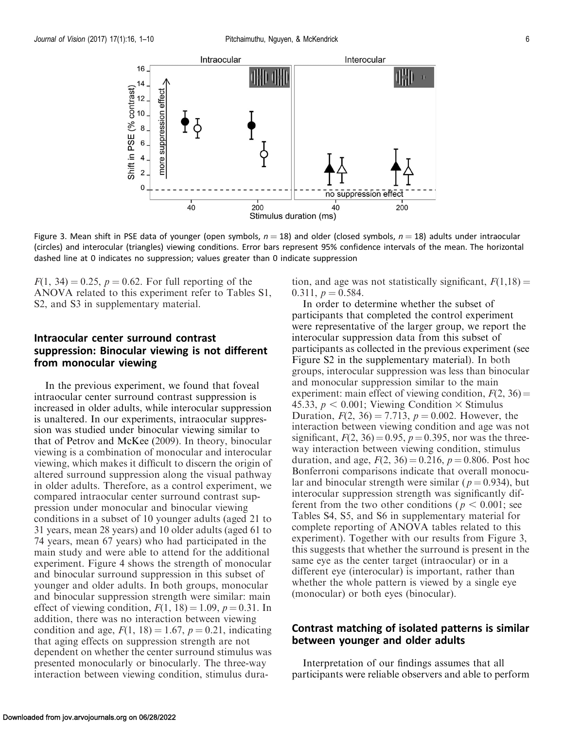Figure 3. Mean shift in PSE data of younger (open symbols, $n = 18$) and older (closed symbols, $n = 18$) adults under intraocular (circles) and interocular (triangles) viewing conditions. Error bars represent 95% confidence intervals of the mean. The horizontal dashed line at 0 indicates no suppression; values greater than 0 indicate suppression

$F(1, 34) = 0.25$, $p = 0.62$. For full reporting of the ANOVA related to this experiment refer to Tables S1, S2, and S3 in supplementary material.

## Intraocular center surround contrast suppression: Binocular viewing is not different from monocular viewing

In the previous experiment, we found that foveal intraocular center surround contrast suppression is increased in older adults, while interocular suppression is unaltered. In our experiments, intraocular suppression was studied under binocular viewing similar to that of Petrov and McKee (2009). In theory, binocular viewing is a combination of monocular and interocular viewing, which makes it difficult to discern the origin of altered surround suppression along the visual pathway in older adults. Therefore, as a control experiment, we compared intraocular center surround contrast suppression under monocular and binocular viewing conditions in a subset of 10 younger adults (aged 21 to 31 years, mean 28 years) and 10 older adults (aged 61 to 74 years, mean 67 years) who had participated in the main study and were able to attend for the additional experiment. Figure 4 shows the strength of monocular and binocular surround suppression in this subset of younger and older adults. In both groups, monocular and binocular suppression strength were similar: main effect of viewing condition, $F(1, 18) = 1.09$, $p = 0.31$. In addition, there was no interaction between viewing condition and age, $F(1, 18) = 1.67$, $p = 0.21$, indicating that aging effects on suppression strength are not dependent on whether the center surround stimulus was presented monocularly or binocularly. The three-way interaction between viewing condition, stimulus duration, and age was not statistically significant, $F(1,18) = 0.311$, $p = 0.584$.

In order to determine whether the subset of participants that completed the control experiment were representative of the larger group, we report the interocular suppression data from this subset of participants as collected in the previous experiment (see Figure S2 in the supplementary material). In both groups, interocular suppression was less than binocular and monocular suppression similar to the main experiment: main effect of viewing condition, $F(2, 36) = 45.33$, $p < 0.001$; Viewing Condition $\times$ Stimulus Duration, $F(2, 36) = 7.713$, $p = 0.002$. However, the interaction between viewing condition and age was not significant, $F(2, 36) = 0.95$, $p = 0.395$, nor was the three-way interaction between viewing condition, stimulus duration, and age, $F(2, 36) = 0.216$, $p = 0.806$. Post hoc Bonferroni comparisons indicate that overall monocular and binocular strength were similar ($p = 0.934$), but interocular suppression strength was significantly different from the two other conditions ($p < 0.001$; see Tables S4, S5, and S6 in supplementary material for complete reporting of ANOVA tables related to this experiment). Together with our results from Figure 3, this suggests that whether the surround is present in the same eye as the center target (intraocular) or in a different eye (interocular) is important, rather than whether the whole pattern is viewed by a single eye (monocular) or both eyes (binocular).

## Contrast matching of isolated patterns is similar between younger and older adults

Interpretation of our findings assumes that all participants were reliable observers and able to perform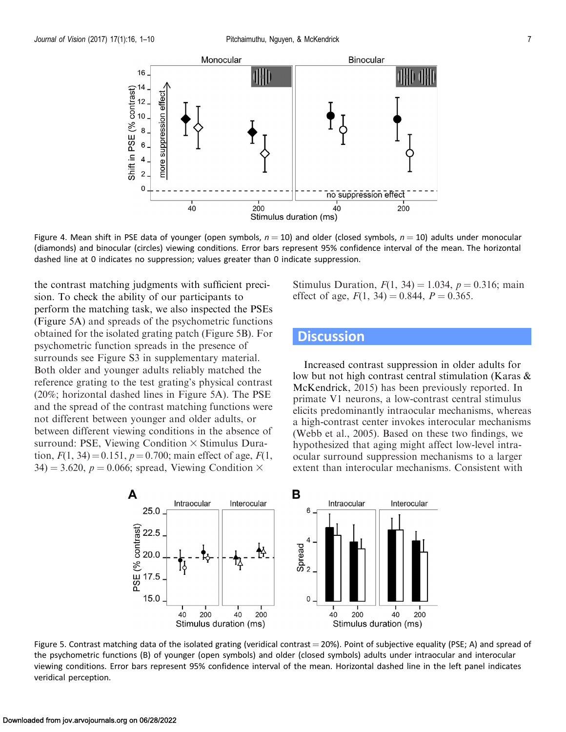Figure 4. Mean shift in PSE data of younger (open symbols, $n = 10$) and older (closed symbols, $n = 10$) adults under monocular (diamonds) and binocular (circles) viewing conditions. Error bars represent 95% confidence interval of the mean. The horizontal dashed line at 0 indicates no suppression; values greater than 0 indicate suppression.

the contrast matching judgments with sufficient precision. To check the ability of our participants to perform the matching task, we also inspected the PSEs (Figure 5A) and spreads of the psychometric functions obtained for the isolated grating patch (Figure 5B). For psychometric function spreads in the presence of surrounds see Figure S3 in supplementary material. Both older and younger adults reliably matched the reference grating to the test grating's physical contrast (20%; horizontal dashed lines in Figure 5A). The PSE and the spread of the contrast matching functions were not different between younger and older adults, or between different viewing conditions in the absence of surround: PSE, Viewing Condition × Stimulus Duration, $F(1, 34) = 0.151$, $p = 0.700$; main effect of age, $F(1, 34) = 3.620$, $p = 0.066$; spread, Viewing Condition × Stimulus Duration, $F(1, 34) = 1.034$, $p = 0.316$; main effect of age, $F(1, 34) = 0.844$, $P = 0.365$.

## Discussion

Increased contrast suppression in older adults for low but not high contrast central stimulation (Karas & McKendrick, 2015) has been previously reported. In primate V1 neurons, a low-contrast central stimulus elicits predominantly intraocular mechanisms, whereas a high-contrast center invokes interocular mechanisms (Webb et al., 2005). Based on these two findings, we hypothesized that aging might affect low-level intraocular surround suppression mechanisms to a larger extent than interocular mechanisms. Consistent with

Figure 5. Contrast matching data of the isolated grating (veridical contrast = 20%). Point of subjective equality (PSE; A) and spread of the psychometric functions (B) of younger (open symbols) and older (closed symbols) adults under intraocular and interocular viewing conditions. Error bars represent 95% confidence interval of the mean. Horizontal dashed line in the left panel indicates veridical perception.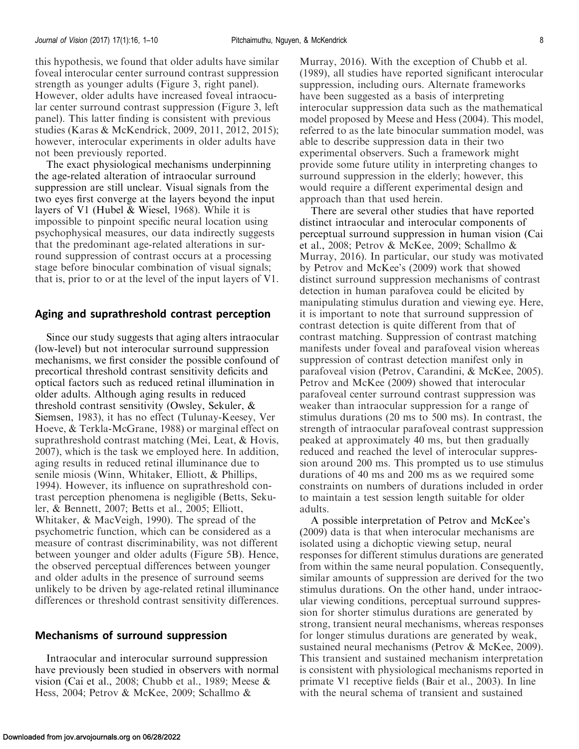this hypothesis, we found that older adults have similar foveal interocular center surround contrast suppression strength as younger adults (Figure 3, right panel). However, older adults have increased foveal intraocular center surround contrast suppression (Figure 3, left panel). This latter finding is consistent with previous studies (Karas & McKendrick, 2009, 2011, 2012, 2015); however, interocular experiments in older adults have not been previously reported.

The exact physiological mechanisms underpinning the age-related alteration of intraocular surround suppression are still unclear. Visual signals from the two eyes first converge at the layers beyond the input layers of V1 (Hubel & Wiesel, 1968). While it is impossible to pinpoint specific neural location using psychophysical measures, our data indirectly suggests that the predominant age-related alterations in surround suppression of contrast occurs at a processing stage before binocular combination of visual signals; that is, prior to or at the level of the input layers of V1.

## Aging and suprathreshold contrast perception

Since our study suggests that aging alters intraocular (low-level) but not interocular surround suppression mechanisms, we first consider the possible confound of precortical threshold contrast sensitivity deficits and optical factors such as reduced retinal illumination in older adults. Although aging results in reduced threshold contrast sensitivity (Owsley, Sekuler, & Siemsen, 1983), it has no effect (Tulunay-Keesey, Ver Hoeve, & Terkla-McGrane, 1988) or marginal effect on suprathreshold contrast matching (Mei, Leat, & Hovis, 2007), which is the task we employed here. In addition, aging results in reduced retinal illuminance due to senile miosis (Winn, Whitaker, Elliott, & Phillips, 1994). However, its influence on suprathreshold contrast perception phenomena is negligible (Betts, Sekuler, & Bennett, 2007; Betts et al., 2005; Elliott, Whitaker, & MacVeigh, 1990). The spread of the psychometric function, which can be considered as a measure of contrast discriminability, was not different between younger and older adults (Figure 5B). Hence, the observed perceptual differences between younger and older adults in the presence of surround seems unlikely to be driven by age-related retinal illuminance differences or threshold contrast sensitivity differences.

## Mechanisms of surround suppression

Intraocular and interocular surround suppression have previously been studied in observers with normal vision (Cai et al., 2008; Chubb et al., 1989; Meese & Hess, 2004; Petrov & McKee, 2009; Schallmo & Murray, 2016). With the exception of Chubb et al. (1989), all studies have reported significant interocular suppression, including ours. Alternate frameworks have been suggested as a basis of interpreting interocular suppression data such as the mathematical model proposed by Meese and Hess (2004). This model, referred to as the late binocular summation model, was able to describe suppression data in their two experimental observers. Such a framework might provide some future utility in interpreting changes to surround suppression in the elderly; however, this would require a different experimental design and approach than that used herein.

There are several other studies that have reported distinct intraocular and interocular components of perceptual surround suppression in human vision (Cai et al., 2008; Petrov & McKee, 2009; Schallmo & Murray, 2016). In particular, our study was motivated by Petrov and McKee's (2009) work that showed distinct surround suppression mechanisms of contrast detection in human parafovea could be elicited by manipulating stimulus duration and viewing eye. Here, it is important to note that surround suppression of contrast detection is quite different from that of contrast matching. Suppression of contrast matching manifests under foveal and parafoveal vision whereas suppression of contrast detection manifest only in parafoveal vision (Petrov, Carandini, & McKee, 2005). Petrov and McKee (2009) showed that interocular parafoveal center surround contrast suppression was weaker than intraocular suppression for a range of stimulus durations (20 ms to 500 ms). In contrast, the strength of intraocular parafoveal contrast suppression peaked at approximately 40 ms, but then gradually reduced and reached the level of interocular suppression around 200 ms. This prompted us to use stimulus durations of 40 ms and 200 ms as we required some constraints on numbers of durations included in order to maintain a test session length suitable for older adults.

A possible interpretation of Petrov and McKee's (2009) data is that when interocular mechanisms are isolated using a dichoptic viewing setup, neural responses for different stimulus durations are generated from within the same neural population. Consequently, similar amounts of suppression are derived for the two stimulus durations. On the other hand, under intraocular viewing conditions, perceptual surround suppression for shorter stimulus durations are generated by strong, transient neural mechanisms, whereas responses for longer stimulus durations are generated by weak, sustained neural mechanisms (Petrov & McKee, 2009). This transient and sustained mechanism interpretation is consistent with physiological mechanisms reported in primate V1 receptive fields (Bair et al., 2003). In line with the neural schema of transient and sustained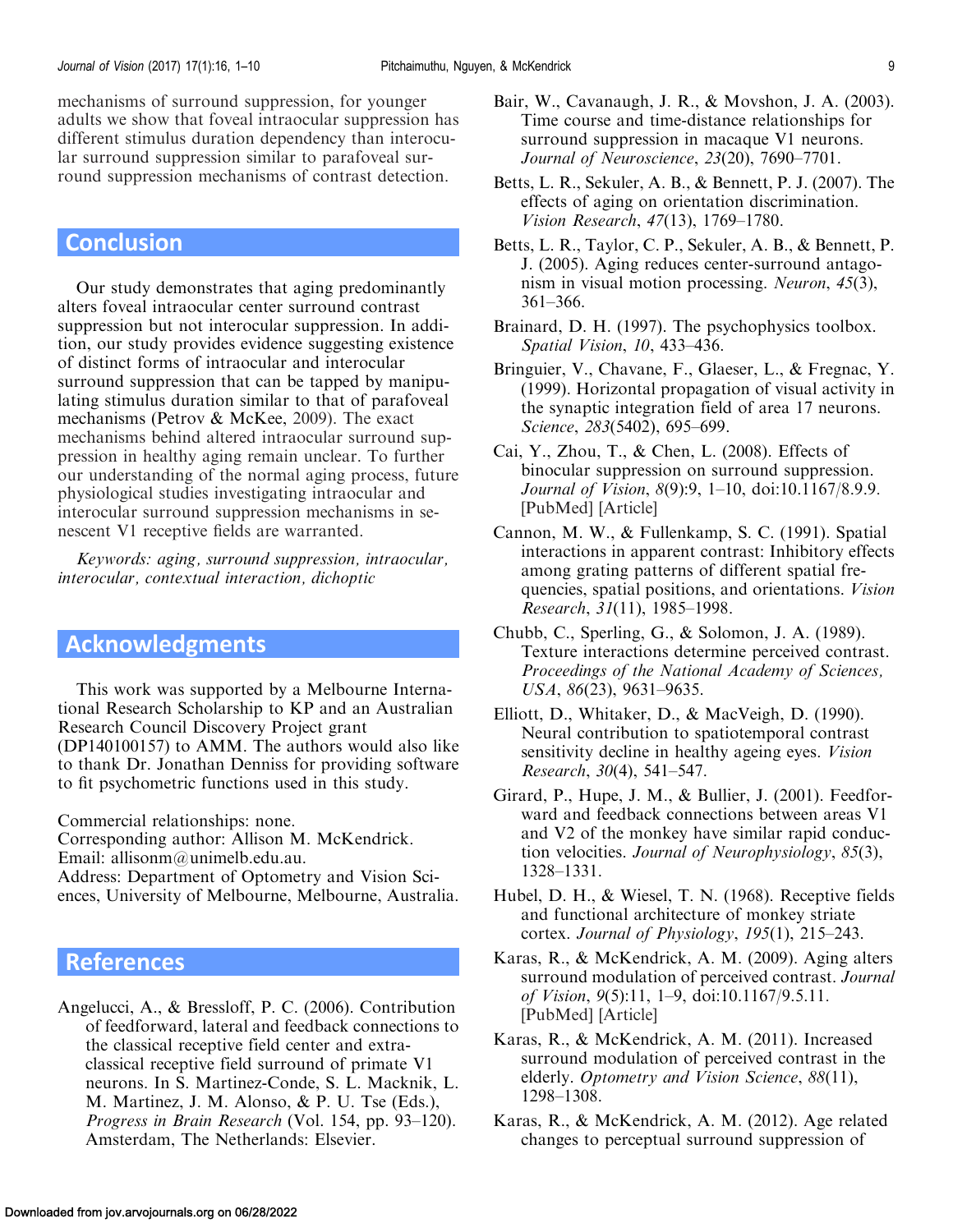mechanisms of surround suppression, for younger adults we show that foveal intraocular suppression has different stimulus duration dependency than interocular surround suppression similar to parafoveal surround suppression mechanisms of contrast detection.

## Conclusion

Our study demonstrates that aging predominantly alters foveal intraocular center surround contrast suppression but not interocular suppression. In addition, our study provides evidence suggesting existence of distinct forms of intraocular and interocular surround suppression that can be tapped by manipulating stimulus duration similar to that of parafoveal mechanisms (Petrov & McKee, 2009). The exact mechanisms behind altered intraocular surround suppression in healthy aging remain unclear. To further our understanding of the normal aging process, future physiological studies investigating intraocular and interocular surround suppression mechanisms in senescent V1 receptive fields are warranted.

*Keywords: aging, surround suppression, intraocular, interocular, contextual interaction, dichoptic*

## Acknowledgments

This work was supported by a Melbourne International Research Scholarship to KP and an Australian Research Council Discovery Project grant (DP140100157) to AMM. The authors would also like to thank Dr. Jonathan Denniss for providing software to fit psychometric functions used in this study.

Commercial relationships: none.
Corresponding author: Allison M. McKendrick.
Email: allisonm@unimelb.edu.au.
Address: Department of Optometry and Vision Sciences, University of Melbourne, Melbourne, Australia.

## References

Angelucci, A., & Bressloff, P. C. (2006). Contribution of feedforward, lateral and feedback connections to the classical receptive field center and extra-classical receptive field surround of primate V1 neurons. In S. Martinez-Conde, S. L. Macknik, L. M. Martinez, J. M. Alonso, & P. U. Tse (Eds.), *Progress in Brain Research* (Vol. 154, pp. 93–120). Amsterdam, The Netherlands: Elsevier.

Bair, W., Cavanaugh, J. R., & Movshon, J. A. (2003). Time course and time-distance relationships for surround suppression in macaque V1 neurons. *Journal of Neuroscience*, *23*(20), 7690–7701.

Betts, L. R., Sekuler, A. B., & Bennett, P. J. (2007). The effects of aging on orientation discrimination. *Vision Research*, *47*(13), 1769–1780.

Betts, L. R., Taylor, C. P., Sekuler, A. B., & Bennett, P. J. (2005). Aging reduces center-surround antagonism in visual motion processing. *Neuron*, *45*(3), 361–366.

Brainard, D. H. (1997). The psychophysics toolbox. *Spatial Vision*, *10*, 433–436.

Bringuier, V., Chavane, F., Glaeser, L., & Fregnac, Y. (1999). Horizontal propagation of visual activity in the synaptic integration field of area 17 neurons. *Science*, *283*(5402), 695–699.

Cai, Y., Zhou, T., & Chen, L. (2008). Effects of binocular suppression on surround suppression. *Journal of Vision*, *8*(9):9, 1–10, doi:10.1167/8.9.9. [PubMed] [Article]

Cannon, M. W., & Fullenkamp, S. C. (1991). Spatial interactions in apparent contrast: Inhibitory effects among grating patterns of different spatial frequencies, spatial positions, and orientations. *Vision Research*, *31*(11), 1985–1998.

Chubb, C., Sperling, G., & Solomon, J. A. (1989). Texture interactions determine perceived contrast. *Proceedings of the National Academy of Sciences, USA*, *86*(23), 9631–9635.

Elliott, D., Whitaker, D., & MacVeigh, D. (1990). Neural contribution to spatiotemporal contrast sensitivity decline in healthy ageing eyes. *Vision Research*, *30*(4), 541–547.

Girard, P., Hupe, J. M., & Bullier, J. (2001). Feedforward and feedback connections between areas V1 and V2 of the monkey have similar rapid conduction velocities. *Journal of Neurophysiology*, *85*(3), 1328–1331.

Hubel, D. H., & Wiesel, T. N. (1968). Receptive fields and functional architecture of monkey striate cortex. *Journal of Physiology*, *195*(1), 215–243.

Karas, R., & McKendrick, A. M. (2009). Aging alters surround modulation of perceived contrast. *Journal of Vision*, *9*(5):11, 1–9, doi:10.1167/9.5.11. [PubMed] [Article]

Karas, R., & McKendrick, A. M. (2011). Increased surround modulation of perceived contrast in the elderly. *Optometry and Vision Science*, *88*(11), 1298–1308.

Karas, R., & McKendrick, A. M. (2012). Age related changes to perceptual surround suppression of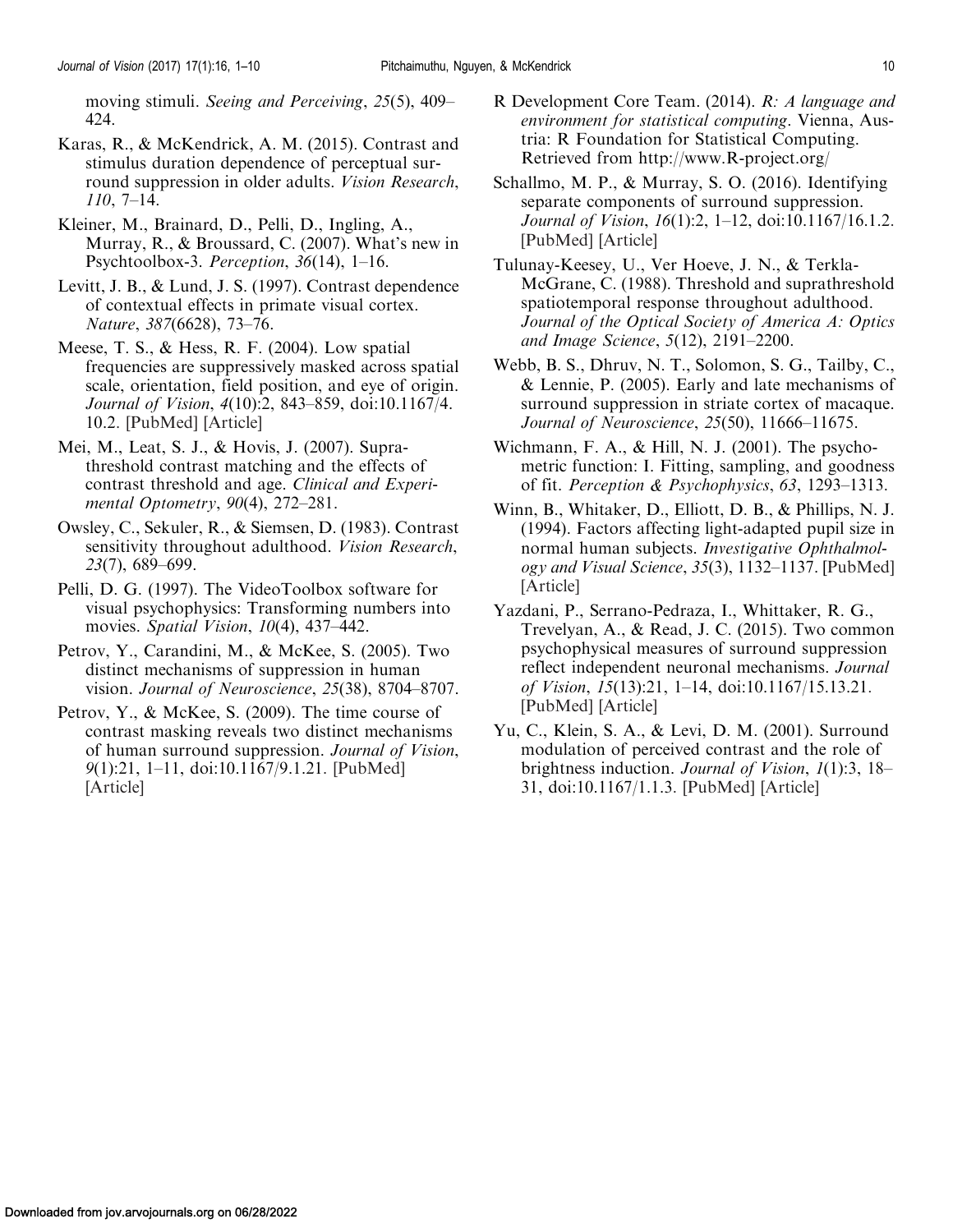moving stimuli. *Seeing and Perceiving*, *25*(5), 409–424.

Karas, R., & McKendrick, A. M. (2015). Contrast and stimulus duration dependence of perceptual surround suppression in older adults. *Vision Research*, *110*, 7–14.

Kleiner, M., Brainard, D., Pelli, D., Ingling, A., Murray, R., & Broussard, C. (2007). What's new in Psychtoolbox-3. *Perception*, *36*(14), 1–16.

Levitt, J. B., & Lund, J. S. (1997). Contrast dependence of contextual effects in primate visual cortex. *Nature*, *387*(6628), 73–76.

Meese, T. S., & Hess, R. F. (2004). Low spatial frequencies are suppressively masked across spatial scale, orientation, field position, and eye of origin. *Journal of Vision*, *4*(10):2, 843–859, doi:10.1167/4.10.2. [PubMed] [Article]

Mei, M., Leat, S. J., & Hovis, J. (2007). Suprathreshold contrast matching and the effects of contrast threshold and age. *Clinical and Experimental Optometry*, *90*(4), 272–281.

Owsley, C., Sekuler, R., & Siemsen, D. (1983). Contrast sensitivity throughout adulthood. *Vision Research*, *23*(7), 689–699.

Pelli, D. G. (1997). The VideoToolbox software for visual psychophysics: Transforming numbers into movies. *Spatial Vision*, *10*(4), 437–442.

Petrov, Y., Carandini, M., & McKee, S. (2005). Two distinct mechanisms of suppression in human vision. *Journal of Neuroscience*, *25*(38), 8704–8707.

Petrov, Y., & McKee, S. (2009). The time course of contrast masking reveals two distinct mechanisms of human surround suppression. *Journal of Vision*, *9*(1):21, 1–11, doi:10.1167/9.1.21. [PubMed] [Article]

R Development Core Team. (2014). *R: A language and environment for statistical computing*. Vienna, Austria: R Foundation for Statistical Computing. Retrieved from http://www.R-project.org/

Schallmo, M. P., & Murray, S. O. (2016). Identifying separate components of surround suppression. *Journal of Vision*, *16*(1):2, 1–12, doi:10.1167/16.1.2. [PubMed] [Article]

Tulunay-Keesey, U., Ver Hoeve, J. N., & Terkla-McGrane, C. (1988). Threshold and suprathreshold spatiotemporal response throughout adulthood. *Journal of the Optical Society of America A: Optics and Image Science*, *5*(12), 2191–2200.

Webb, B. S., Dhruv, N. T., Solomon, S. G., Tailby, C., & Lennie, P. (2005). Early and late mechanisms of surround suppression in striate cortex of macaque. *Journal of Neuroscience*, *25*(50), 11666–11675.

Wichmann, F. A., & Hill, N. J. (2001). The psychometric function: I. Fitting, sampling, and goodness of fit. *Perception & Psychophysics*, *63*, 1293–1313.

Winn, B., Whitaker, D., Elliott, D. B., & Phillips, N. J. (1994). Factors affecting light-adapted pupil size in normal human subjects. *Investigative Ophthalmology and Visual Science*, *35*(3), 1132–1137. [PubMed] [Article]

Yazdani, P., Serrano-Pedraza, I., Whittaker, R. G., Trevelyan, A., & Read, J. C. (2015). Two common psychophysical measures of surround suppression reflect independent neuronal mechanisms. *Journal of Vision*, *15*(13):21, 1–14, doi:10.1167/15.13.21. [PubMed] [Article]

Yu, C., Klein, S. A., & Levi, D. M. (2001). Surround modulation of perceived contrast and the role of brightness induction. *Journal of Vision*, *1*(1):3, 18–31, doi:10.1167/1.1.3. [PubMed] [Article]